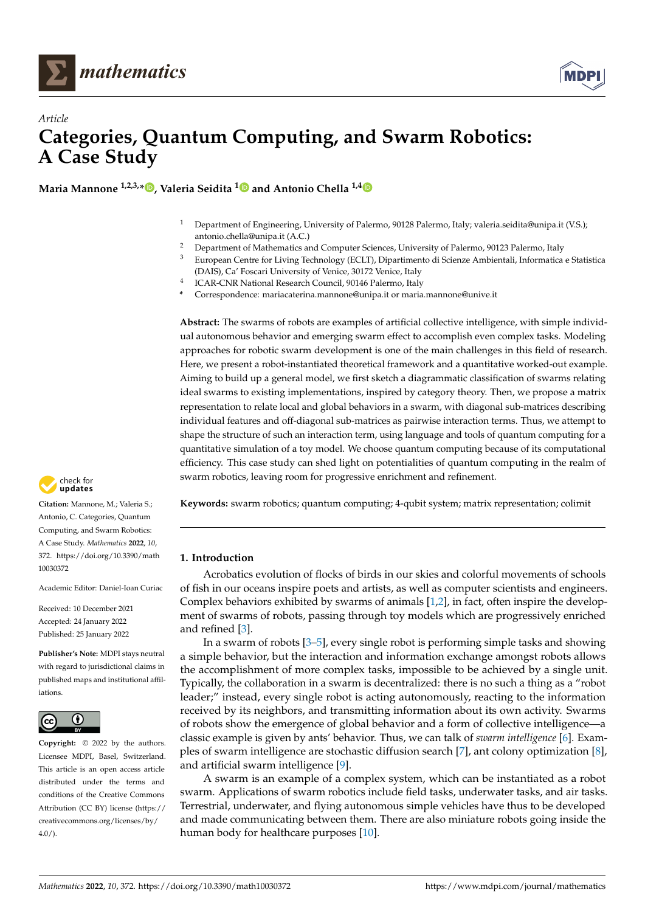*Article*

# Categories, Quantum Computing, and Swarm Robotics: A Case Study

**Maria Mannone [1,2,3,*], Valeria Seidita [1] and Antonio Chella [1,4]**

[1] Department of Engineering, University of Palermo, 90128 Palermo, Italy; valeria.seidita@unipa.it (V.S.); antonio.chella@unipa.it (A.C.)
[2] Department of Mathematics and Computer Sciences, University of Palermo, 90123 Palermo, Italy
[3] European Centre for Living Technology (ECLT), Dipartimento di Scienze Ambientali, Informatica e Statistica (DAIS), Ca' Foscari University of Venice, 30172 Venice, Italy
[4] ICAR-CNR National Research Council, 90146 Palermo, Italy
[*] Correspondence: mariacaterina.mannone@unipa.it or maria.mannone@unive.it

**Abstract:** The swarms of robots are examples of artificial collective intelligence, with simple individual autonomous behavior and emerging swarm effect to accomplish even complex tasks. Modeling approaches for robotic swarm development is one of the main challenges in this field of research. Here, we present a robot-instantiated theoretical framework and a quantitative worked-out example. Aiming to build up a general model, we first sketch a diagrammatic classification of swarms relating ideal swarms to existing implementations, inspired by category theory. Then, we propose a matrix representation to relate local and global behaviors in a swarm, with diagonal sub-matrices describing individual features and off-diagonal sub-matrices as pairwise interaction terms. Thus, we attempt to shape the structure of such an interaction term, using language and tools of quantum computing for a quantitative simulation of a toy model. We choose quantum computing because of its computational efficiency. This case study can shed light on potentialities of quantum computing in the realm of swarm robotics, leaving room for progressive enrichment and refinement.

**Keywords:** swarm robotics; quantum computing; 4-qubit system; matrix representation; colimit

**Citation:** Mannone, M.; Valeria S.; Antonio, C. Categories, Quantum Computing, and Swarm Robotics: A Case Study. *Mathematics* **2022**, *10*, 372. https://doi.org/10.3390/math10030372

Academic Editor: Daniel-Ioan Curiac

Received: 10 December 2021
Accepted: 24 January 2022
Published: 25 January 2022

**Publisher's Note:** MDPI stays neutral with regard to jurisdictional claims in published maps and institutional affiliations.

**Copyright:** © 2022 by the authors. Licensee MDPI, Basel, Switzerland. This article is an open access article distributed under the terms and conditions of the Creative Commons Attribution (CC BY) license (https://creativecommons.org/licenses/by/4.0/).

## 1. Introduction

Acrobatics evolution of flocks of birds in our skies and colorful movements of schools of fish in our oceans inspire poets and artists, as well as computer scientists and engineers. Complex behaviors exhibited by swarms of animals [1,2], in fact, often inspire the development of swarms of robots, passing through toy models which are progressively enriched and refined [3].

In a swarm of robots [3–5], every single robot is performing simple tasks and showing a simple behavior, but the interaction and information exchange amongst robots allows the accomplishment of more complex tasks, impossible to be achieved by a single unit. Typically, the collaboration in a swarm is decentralized: there is no such a thing as a "robot leader;" instead, every single robot is acting autonomously, reacting to the information received by its neighbors, and transmitting information about its own activity. Swarms of robots show the emergence of global behavior and a form of collective intelligence—a classic example is given by ants' behavior. Thus, we can talk of *swarm intelligence* [6]. Examples of swarm intelligence are stochastic diffusion search [7], ant colony optimization [8], and artificial swarm intelligence [9].

A swarm is an example of a complex system, which can be instantiated as a robot swarm. Applications of swarm robotics include field tasks, underwater tasks, and air tasks. Terrestrial, underwater, and flying autonomous simple vehicles have thus to be developed and made communicating between them. There are also miniature robots going inside the human body for healthcare purposes [10].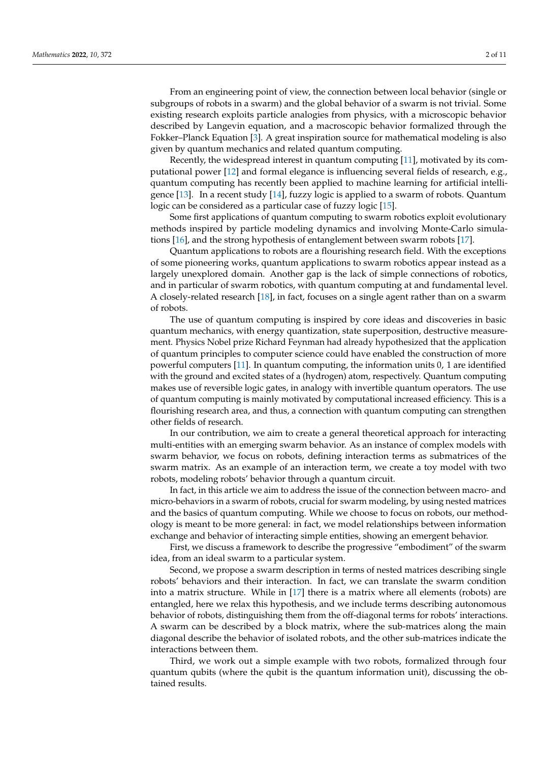From an engineering point of view, the connection between local behavior (single or subgroups of robots in a swarm) and the global behavior of a swarm is not trivial. Some existing research exploits particle analogies from physics, with a microscopic behavior described by Langevin equation, and a macroscopic behavior formalized through the Fokker–Planck Equation [3]. A great inspiration source for mathematical modeling is also given by quantum mechanics and related quantum computing.

Recently, the widespread interest in quantum computing [11], motivated by its computational power [12] and formal elegance is influencing several fields of research, e.g., quantum computing has recently been applied to machine learning for artificial intelligence [13]. In a recent study [14], fuzzy logic is applied to a swarm of robots. Quantum logic can be considered as a particular case of fuzzy logic [15].

Some first applications of quantum computing to swarm robotics exploit evolutionary methods inspired by particle modeling dynamics and involving Monte-Carlo simulations [16], and the strong hypothesis of entanglement between swarm robots [17].

Quantum applications to robots are a flourishing research field. With the exceptions of some pioneering works, quantum applications to swarm robotics appear instead as a largely unexplored domain. Another gap is the lack of simple connections of robotics, and in particular of swarm robotics, with quantum computing at and fundamental level. A closely-related research [18], in fact, focuses on a single agent rather than on a swarm of robots.

The use of quantum computing is inspired by core ideas and discoveries in basic quantum mechanics, with energy quantization, state superposition, destructive measurement. Physics Nobel prize Richard Feynman had already hypothesized that the application of quantum principles to computer science could have enabled the construction of more powerful computers [11]. In quantum computing, the information units 0, 1 are identified with the ground and excited states of a (hydrogen) atom, respectively. Quantum computing makes use of reversible logic gates, in analogy with invertible quantum operators. The use of quantum computing is mainly motivated by computational increased efficiency. This is a flourishing research area, and thus, a connection with quantum computing can strengthen other fields of research.

In our contribution, we aim to create a general theoretical approach for interacting multi-entities with an emerging swarm behavior. As an instance of complex models with swarm behavior, we focus on robots, defining interaction terms as submatrices of the swarm matrix. As an example of an interaction term, we create a toy model with two robots, modeling robots' behavior through a quantum circuit.

In fact, in this article we aim to address the issue of the connection between macro- and micro-behaviors in a swarm of robots, crucial for swarm modeling, by using nested matrices and the basics of quantum computing. While we choose to focus on robots, our methodology is meant to be more general: in fact, we model relationships between information exchange and behavior of interacting simple entities, showing an emergent behavior.

First, we discuss a framework to describe the progressive "embodiment" of the swarm idea, from an ideal swarm to a particular system.

Second, we propose a swarm description in terms of nested matrices describing single robots' behaviors and their interaction. In fact, we can translate the swarm condition into a matrix structure. While in [17] there is a matrix where all elements (robots) are entangled, here we relax this hypothesis, and we include terms describing autonomous behavior of robots, distinguishing them from the off-diagonal terms for robots' interactions. A swarm can be described by a block matrix, where the sub-matrices along the main diagonal describe the behavior of isolated robots, and the other sub-matrices indicate the interactions between them.

Third, we work out a simple example with two robots, formalized through four quantum qubits (where the qubit is the quantum information unit), discussing the obtained results.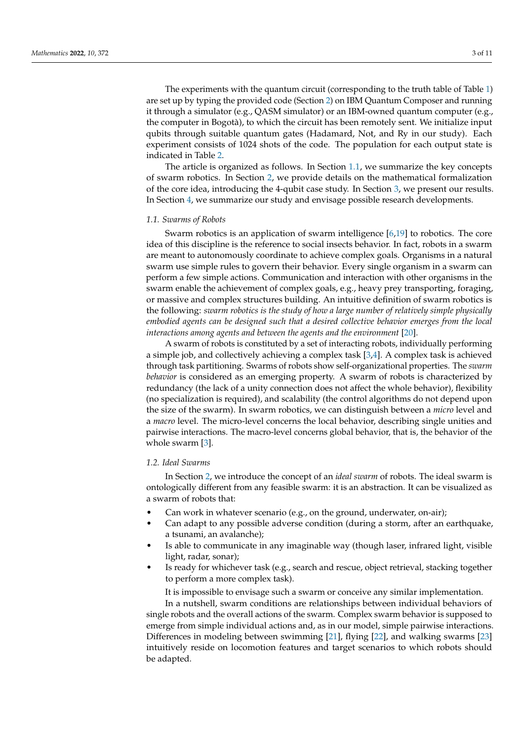The experiments with the quantum circuit (corresponding to the truth table of Table 1) are set up by typing the provided code (Section 2) on IBM Quantum Composer and running it through a simulator (e.g., QASM simulator) or an IBM-owned quantum computer (e.g., the computer in Bogotà), to which the circuit has been remotely sent. We initialize input qubits through suitable quantum gates (Hadamard, Not, and Ry in our study). Each experiment consists of 1024 shots of the code. The population for each output state is indicated in Table 2.

The article is organized as follows. In Section 1.1, we summarize the key concepts of swarm robotics. In Section 2, we provide details on the mathematical formalization of the core idea, introducing the 4-qubit case study. In Section 3, we present our results. In Section 4, we summarize our study and envisage possible research developments.

### 1.1. Swarms of Robots

Swarm robotics is an application of swarm intelligence [6,19] to robotics. The core idea of this discipline is the reference to social insects behavior. In fact, robots in a swarm are meant to autonomously coordinate to achieve complex goals. Organisms in a natural swarm use simple rules to govern their behavior. Every single organism in a swarm can perform a few simple actions. Communication and interaction with other organisms in the swarm enable the achievement of complex goals, e.g., heavy prey transporting, foraging, or massive and complex structures building. An intuitive definition of swarm robotics is the following: *swarm robotics is the study of how a large number of relatively simple physically embodied agents can be designed such that a desired collective behavior emerges from the local interactions among agents and between the agents and the environment* [20].

A swarm of robots is constituted by a set of interacting robots, individually performing a simple job, and collectively achieving a complex task [3,4]. A complex task is achieved through task partitioning. Swarms of robots show self-organizational properties. The *swarm behavior* is considered as an emerging property. A swarm of robots is characterized by redundancy (the lack of a unity connection does not affect the whole behavior), flexibility (no specialization is required), and scalability (the control algorithms do not depend upon the size of the swarm). In swarm robotics, we can distinguish between a *micro* level and a *macro* level. The micro-level concerns the local behavior, describing single unities and pairwise interactions. The macro-level concerns global behavior, that is, the behavior of the whole swarm [3].

### 1.2. Ideal Swarms

In Section 2, we introduce the concept of an *ideal swarm* of robots. The ideal swarm is ontologically different from any feasible swarm: it is an abstraction. It can be visualized as a swarm of robots that:

- Can work in whatever scenario (e.g., on the ground, underwater, on-air);
- Can adapt to any possible adverse condition (during a storm, after an earthquake, a tsunami, an avalanche);
- Is able to communicate in any imaginable way (though laser, infrared light, visible light, radar, sonar);
- Is ready for whichever task (e.g., search and rescue, object retrieval, stacking together to perform a more complex task).

It is impossible to envisage such a swarm or conceive any similar implementation.

In a nutshell, swarm conditions are relationships between individual behaviors of single robots and the overall actions of the swarm. Complex swarm behavior is supposed to emerge from simple individual actions and, as in our model, simple pairwise interactions. Differences in modeling between swimming [21], flying [22], and walking swarms [23] intuitively reside on locomotion features and target scenarios to which robots should be adapted.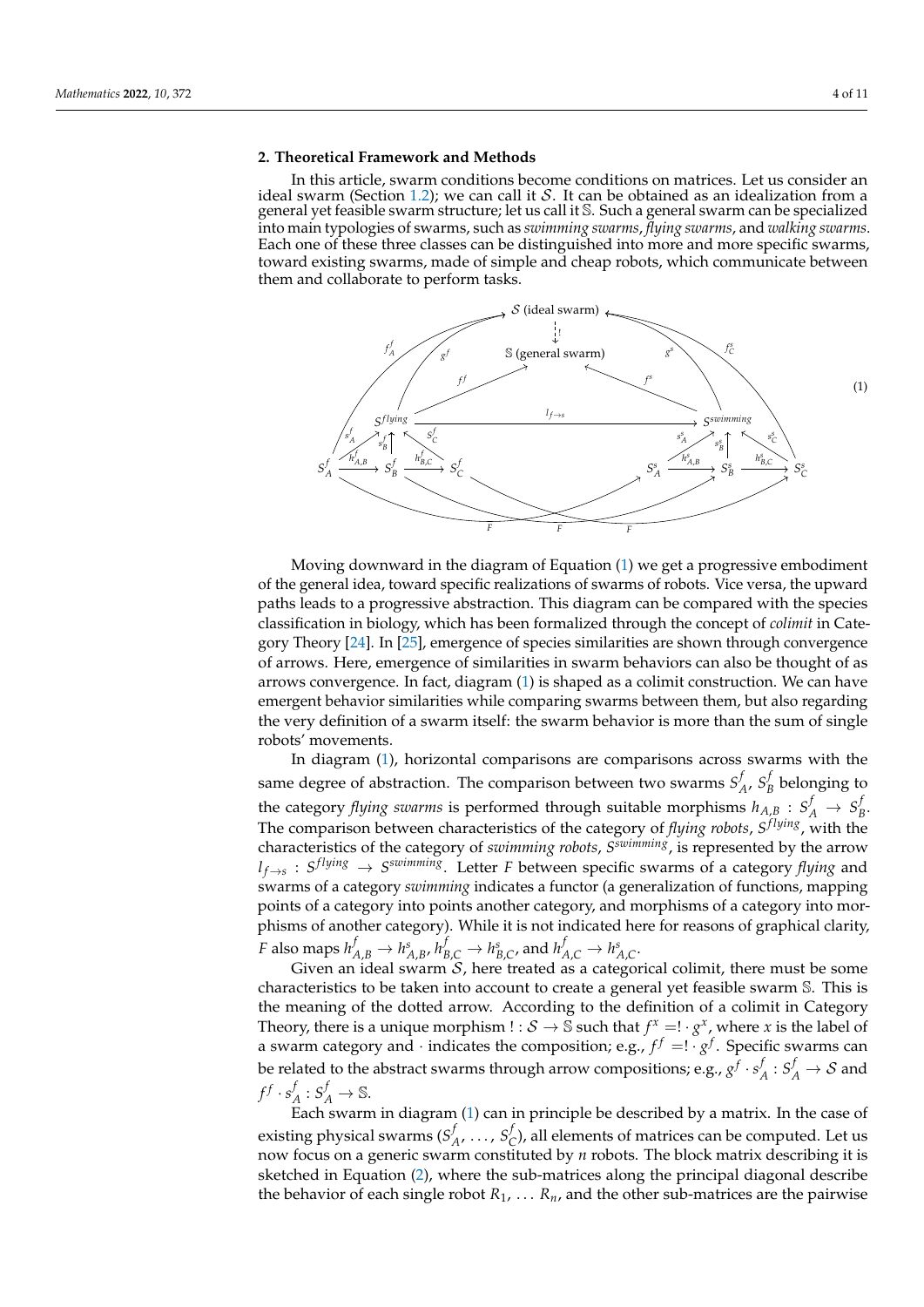## 2. Theoretical Framework and Methods

In this article, swarm conditions become conditions on matrices. Let us consider an ideal swarm (Section 1.2); we can call it $\mathcal{S}$. It can be obtained as an idealization from a general yet feasible swarm structure; let us call it $\mathbb{S}$. Such a general swarm can be specialized into main typologies of swarms, such as *swimming swarms*, *flying swarms*, and *walking swarms*. Each one of these three classes can be distinguished into more and more specific swarms, toward existing swarms, made of simple and cheap robots, which communicate between them and collaborate to perform tasks.

$$
\begin{array}{c}
\mathcal{S} \text{ (ideal swarm)} \\
\downarrow ! \\
\mathbb{S} \text{ (general swarm)} \\
S^{flying} \xrightarrow{l_{f\to s}} S^{swimming} \\
S^f_A \xrightarrow{h^f_{A,B}} S^f_B \xleftarrow{h^f_{B,C}} S^f_C \qquad S^s_A \xrightarrow{h^s_{A,B}} S^s_B \xrightarrow{h^s_{B,C}} S^s_C
\end{array} \tag{1}
$$

Moving downward in the diagram of Equation (1) we get a progressive embodiment of the general idea, toward specific realizations of swarms of robots. Vice versa, the upward paths leads to a progressive abstraction. This diagram can be compared with the species classification in biology, which has been formalized through the concept of *colimit* in Category Theory [24]. In [25], emergence of species similarities are shown through convergence of arrows. Here, emergence of similarities in swarm behaviors can also be thought of as arrows convergence. In fact, diagram (1) is shaped as a colimit construction. We can have emergent behavior similarities while comparing swarms between them, but also regarding the very definition of a swarm itself: the swarm behavior is more than the sum of single robots' movements.

In diagram (1), horizontal comparisons are comparisons across swarms with the same degree of abstraction. The comparison between two swarms $S^f_A$, $S^f_B$ belonging to the category *flying swarms* is performed through suitable morphisms $h_{A,B} : S^f_A \to S^f_B$. The comparison between characteristics of the category of *flying robots*, $S^{flying}$, with the characteristics of the category of *swimming robots*, $S^{swimming}$, is represented by the arrow $l_{f\to s} : S^{flying} \to S^{swimming}$. Letter $F$ between specific swarms of a category *flying* and swarms of a category *swimming* indicates a functor (a generalization of functions, mapping points of a category into points another category, and morphisms of a category into morphisms of another category). While it is not indicated here for reasons of graphical clarity, $F$ also maps $h^f_{A,B} \to h^s_{A,B}$, $h^f_{B,C} \to h^s_{B,C}$, and $h^f_{A,C} \to h^s_{A,C}$.

Given an ideal swarm $\mathcal{S}$, here treated as a categorical colimit, there must be some characteristics to be taken into account to create a general yet feasible swarm $\mathbb{S}$. This is the meaning of the dotted arrow. According to the definition of a colimit in Category Theory, there is a unique morphism $! : \mathcal{S} \to \mathbb{S}$ such that $f^x = ! \cdot g^x$, where $x$ is the label of a swarm category and $\cdot$ indicates the composition; e.g., $f^f = ! \cdot g^f$. Specific swarms can be related to the abstract swarms through arrow compositions; e.g., $g^f \cdot s^f_A : S^f_A \to \mathcal{S}$ and $f^f \cdot s^f_A : S^f_A \to \mathbb{S}$.

Each swarm in diagram (1) can in principle be described by a matrix. In the case of existing physical swarms ($S^f_A, \ldots, S^f_C$), all elements of matrices can be computed. Let us now focus on a generic swarm constituted by $n$ robots. The block matrix describing it is sketched in Equation (2), where the sub-matrices along the principal diagonal describe the behavior of each single robot $R_1, \ldots R_n$, and the other sub-matrices are the pairwise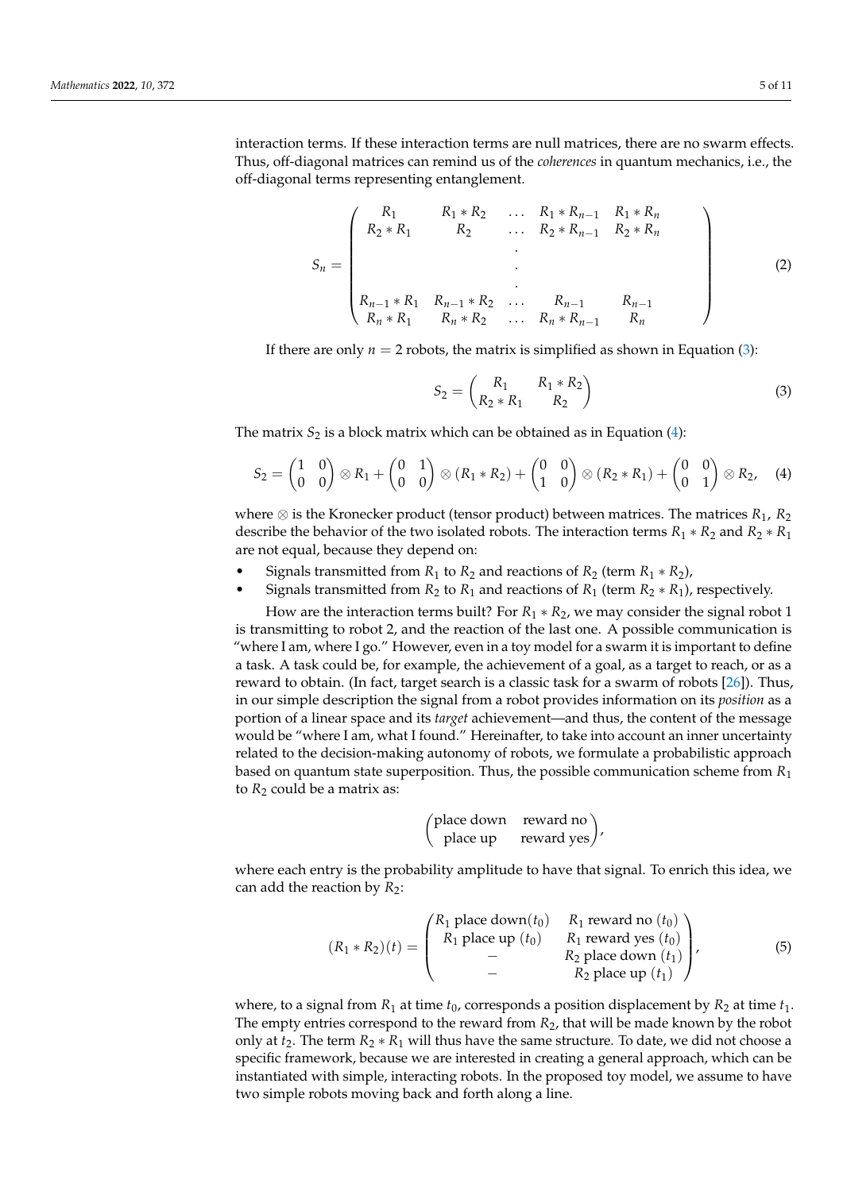interaction terms. If these interaction terms are null matrices, there are no swarm effects. Thus, off-diagonal matrices can remind us of the *coherences* in quantum mechanics, i.e., the off-diagonal terms representing entanglement.

$$
S_n = \begin{pmatrix} R_1 & R_1 * R_2 & \dots & R_1 * R_{n-1} & R_1 * R_n \\ R_2 * R_1 & R_2 & \dots & R_2 * R_{n-1} & R_2 * R_n \\ & & \cdot & & \\ & & \cdot & & \\ & & \cdot & & \\ R_{n-1} * R_1 & R_{n-1} * R_2 & \dots & R_{n-1} & R_{n-1} \\ R_n * R_1 & R_n * R_2 & \dots & R_n * R_{n-1} & R_n \end{pmatrix} \tag{2}
$$

If there are only $n = 2$ robots, the matrix is simplified as shown in Equation (3):

$$
S_2 = \begin{pmatrix} R_1 & R_1 * R_2 \\ R_2 * R_1 & R_2 \end{pmatrix} \tag{3}
$$

The matrix $S_2$ is a block matrix which can be obtained as in Equation (4):

$$
S_2 = \begin{pmatrix} 1 & 0 \\ 0 & 0 \end{pmatrix} \otimes R_1 + \begin{pmatrix} 0 & 1 \\ 0 & 0 \end{pmatrix} \otimes (R_1 * R_2) + \begin{pmatrix} 0 & 0 \\ 1 & 0 \end{pmatrix} \otimes (R_2 * R_1) + \begin{pmatrix} 0 & 0 \\ 0 & 1 \end{pmatrix} \otimes R_2, \tag{4}
$$

where $\otimes$ is the Kronecker product (tensor product) between matrices. The matrices $R_1$, $R_2$ describe the behavior of the two isolated robots. The interaction terms $R_1 * R_2$ and $R_2 * R_1$ are not equal, because they depend on:

- Signals transmitted from $R_1$ to $R_2$ and reactions of $R_2$ (term $R_1 * R_2$),
- Signals transmitted from $R_2$ to $R_1$ and reactions of $R_1$ (term $R_2 * R_1$), respectively.

How are the interaction terms built? For $R_1 * R_2$, we may consider the signal robot 1 is transmitting to robot 2, and the reaction of the last one. A possible communication is "where I am, where I go." However, even in a toy model for a swarm it is important to define a task. A task could be, for example, the achievement of a goal, as a target to reach, or as a reward to obtain. (In fact, target search is a classic task for a swarm of robots [26]). Thus, in our simple description the signal from a robot provides information on its *position* as a portion of a linear space and its *target* achievement—and thus, the content of the message would be "where I am, what I found." Hereinafter, to take into account an inner uncertainty related to the decision-making autonomy of robots, we formulate a probabilistic approach based on quantum state superposition. Thus, the possible communication scheme from $R_1$ to $R_2$ could be a matrix as:

$$
\begin{pmatrix} \text{place down} & \text{reward no} \\ \text{place up} & \text{reward yes} \end{pmatrix},
$$

where each entry is the probability amplitude to have that signal. To enrich this idea, we can add the reaction by $R_2$:

$$
(R_1 * R_2)(t) = \begin{pmatrix} R_1 \text{ place down}(t_0) & R_1 \text{ reward no } (t_0) \\ R_1 \text{ place up } (t_0) & R_1 \text{ reward yes } (t_0) \\ - & R_2 \text{ place down } (t_1) \\ - & R_2 \text{ place up } (t_1) \end{pmatrix}, \tag{5}
$$

where, to a signal from $R_1$ at time $t_0$, corresponds a position displacement by $R_2$ at time $t_1$. The empty entries correspond to the reward from $R_2$, that will be made known by the robot only at $t_2$. The term $R_2 * R_1$ will thus have the same structure. To date, we did not choose a specific framework, because we are interested in creating a general approach, which can be instantiated with simple, interacting robots. In the proposed toy model, we assume to have two simple robots moving back and forth along a line.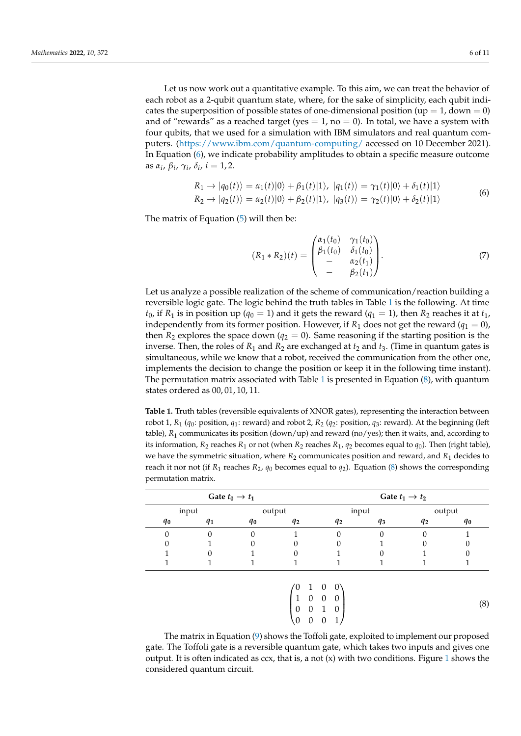Let us now work out a quantitative example. To this aim, we can treat the behavior of each robot as a 2-qubit quantum state, where, for the sake of simplicity, each qubit indicates the superposition of possible states of one-dimensional position (up = 1, down = 0) and of "rewards" as a reached target (yes = 1, no = 0). In total, we have a system with four qubits, that we used for a simulation with IBM simulators and real quantum computers. (https://www.ibm.com/quantum-computing/ accessed on 10 December 2021). In Equation (6), we indicate probability amplitudes to obtain a specific measure outcome as $\alpha_i$, $\beta_i$, $\gamma_i$, $\delta_i$, $i = 1, 2$.

$$
\begin{aligned}
R_1 &\rightarrow |q_0(t)\rangle = \alpha_1(t)|0\rangle + \beta_1(t)|1\rangle,\ |q_1(t)\rangle = \gamma_1(t)|0\rangle + \delta_1(t)|1\rangle \\
R_2 &\rightarrow |q_2(t)\rangle = \alpha_2(t)|0\rangle + \beta_2(t)|1\rangle,\ |q_3(t)\rangle = \gamma_2(t)|0\rangle + \delta_2(t)|1\rangle
\end{aligned}
\tag{6}
$$

The matrix of Equation (5) will then be:

$$
(R_1 * R_2)(t) = \begin{pmatrix} \alpha_1(t_0) & \gamma_1(t_0) \\ \beta_1(t_0) & \delta_1(t_0) \\ - & \alpha_2(t_1) \\ - & \beta_2(t_1) \end{pmatrix}. \tag{7}
$$

Let us analyze a possible realization of the scheme of communication/reaction building a reversible logic gate. The logic behind the truth tables in Table 1 is the following. At time $t_0$, if $R_1$ is in position up ($q_0 = 1$) and it gets the reward ($q_1 = 1$), then $R_2$ reaches it at $t_1$, independently from its former position. However, if $R_1$ does not get the reward ($q_1 = 0$), then $R_2$ explores the space down ($q_2 = 0$). Same reasoning if the starting position is the inverse. Then, the roles of $R_1$ and $R_2$ are exchanged at $t_2$ and $t_3$. (Time in quantum gates is simultaneous, while we know that a robot, received the communication from the other one, implements the decision to change the position or keep it in the following time instant). The permutation matrix associated with Table 1 is presented in Equation (8), with quantum states ordered as 00, 01, 10, 11.

**Table 1.** Truth tables (reversible equivalents of XNOR gates), representing the interaction between robot 1, $R_1$ ($q_0$: position, $q_1$: reward) and robot 2, $R_2$ ($q_2$: position, $q_3$: reward). At the beginning (left table), $R_1$ communicates its position (down/up) and reward (no/yes); then it waits, and, according to its information, $R_2$ reaches $R_1$ or not (when $R_2$ reaches $R_1$, $q_2$ becomes equal to $q_0$). Then (right table), we have the symmetric situation, where $R_2$ communicates position and reward, and $R_1$ decides to reach it nor not (if $R_1$ reaches $R_2$, $q_0$ becomes equal to $q_2$). Equation (8) shows the corresponding permutation matrix.

| **Gate $t_0 \rightarrow t_1$** | | | | **Gate $t_1 \rightarrow t_2$** | | | |
|---|---|---|---|---|---|---|---|
| input | | output | | input | | output | |
| $q_0$ | $q_1$ | $q_0$ | $q_2$ | $q_2$ | $q_3$ | $q_2$ | $q_0$ |
| 0 | 0 | 0 | 1 | 0 | 0 | 0 | 1 |
| 0 | 1 | 0 | 0 | 0 | 1 | 0 | 0 |
| 1 | 0 | 1 | 0 | 1 | 0 | 1 | 0 |
| 1 | 1 | 1 | 1 | 1 | 1 | 1 | 1 |

$$
\begin{pmatrix} 0 & 1 & 0 & 0 \\ 1 & 0 & 0 & 0 \\ 0 & 0 & 1 & 0 \\ 0 & 0 & 0 & 1 \end{pmatrix} \tag{8}
$$

The matrix in Equation (9) shows the Toffoli gate, exploited to implement our proposed gate. The Toffoli gate is a reversible quantum gate, which takes two inputs and gives one output. It is often indicated as ccx, that is, a not (x) with two conditions. Figure 1 shows the considered quantum circuit.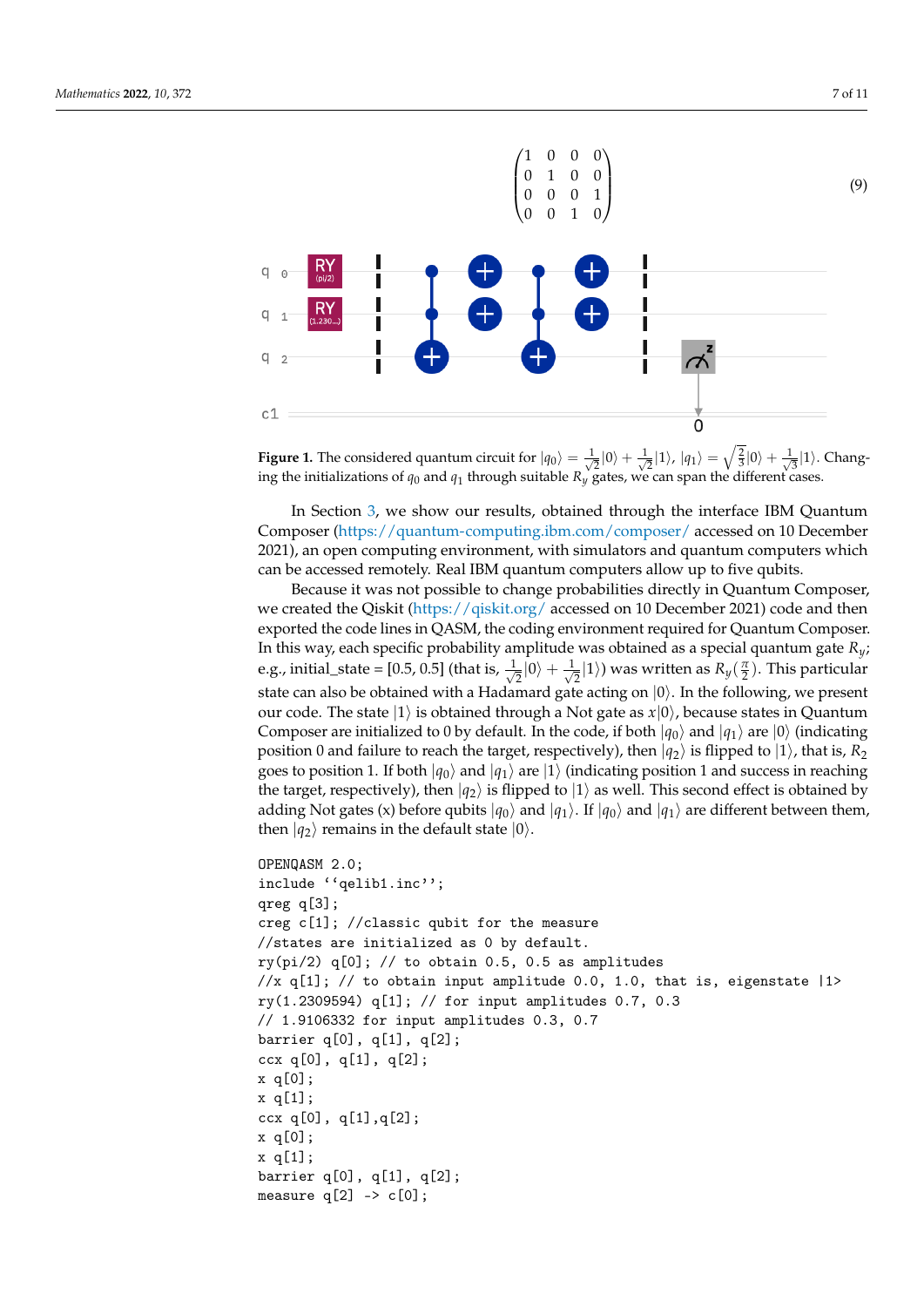$$
\begin{pmatrix} 1 & 0 & 0 & 0 \\ 0 & 1 & 0 & 0 \\ 0 & 0 & 0 & 1 \\ 0 & 0 & 1 & 0 \end{pmatrix} \tag{9}
$$

**Figure 1.** The considered quantum circuit for $|q_0\rangle = \frac{1}{\sqrt{2}}|0\rangle + \frac{1}{\sqrt{2}}|1\rangle$, $|q_1\rangle = \sqrt{\frac{2}{3}}|0\rangle + \frac{1}{\sqrt{3}}|1\rangle$. Changing the initializations of $q_0$ and $q_1$ through suitable $R_y$ gates, we can span the different cases.

In Section 3, we show our results, obtained through the interface IBM Quantum Composer (https://quantum-computing.ibm.com/composer/ accessed on 10 December 2021), an open computing environment, with simulators and quantum computers which can be accessed remotely. Real IBM quantum computers allow up to five qubits.

Because it was not possible to change probabilities directly in Quantum Composer, we created the Qiskit (https://qiskit.org/ accessed on 10 December 2021) code and then exported the code lines in QASM, the coding environment required for Quantum Composer. In this way, each specific probability amplitude was obtained as a special quantum gate $R_y$; e.g., initial_state = [0.5, 0.5] (that is, $\frac{1}{\sqrt{2}}|0\rangle + \frac{1}{\sqrt{2}}|1\rangle$) was written as $R_y(\frac{\pi}{2})$. This particular state can also be obtained with a Hadamard gate acting on $|0\rangle$. In the following, we present our code. The state $|1\rangle$ is obtained through a Not gate as $x|0\rangle$, because states in Quantum Composer are initialized to 0 by default. In the code, if both $|q_0\rangle$ and $|q_1\rangle$ are $|0\rangle$ (indicating position 0 and failure to reach the target, respectively), then $|q_2\rangle$ is flipped to $|1\rangle$, that is, $R_2$ goes to position 1. If both $|q_0\rangle$ and $|q_1\rangle$ are $|1\rangle$ (indicating position 1 and success in reaching the target, respectively), then $|q_2\rangle$ is flipped to $|1\rangle$ as well. This second effect is obtained by adding Not gates (x) before qubits $|q_0\rangle$ and $|q_1\rangle$. If $|q_0\rangle$ and $|q_1\rangle$ are different between them, then $|q_2\rangle$ remains in the default state $|0\rangle$.

```
OPENQASM 2.0;
include ‘‘qelib1.inc’’;
qreg q[3];
creg c[1]; //classic qubit for the measure
//states are initialized as 0 by default.
ry(pi/2) q[0]; // to obtain 0.5, 0.5 as amplitudes
//x q[1]; // to obtain input amplitude 0.0, 1.0, that is, eigenstate |1>
ry(1.2309594) q[1]; // for input amplitudes 0.7, 0.3
// 1.9106332 for input amplitudes 0.3, 0.7
barrier q[0], q[1], q[2];
ccx q[0], q[1], q[2];
x q[0];
x q[1];
ccx q[0], q[1],q[2];
x q[0];
x q[1];
barrier q[0], q[1], q[2];
measure q[2] -> c[0];
```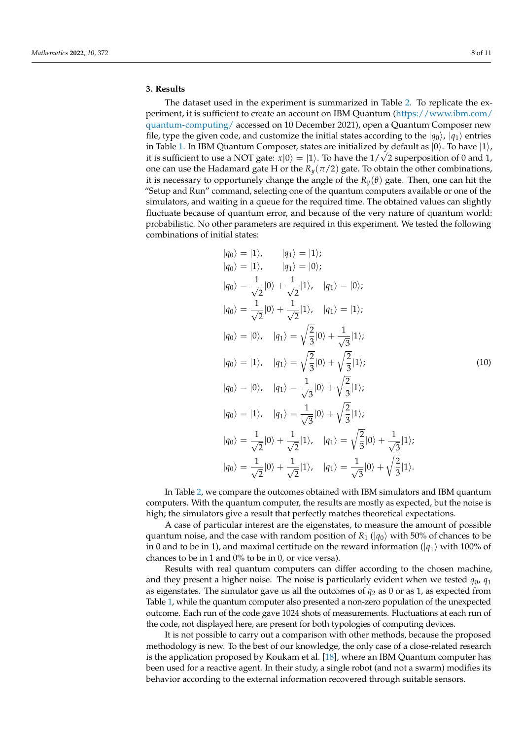## 3. Results

The dataset used in the experiment is summarized in Table 2. To replicate the experiment, it is sufficient to create an account on IBM Quantum (https://www.ibm.com/quantum-computing/ accessed on 10 December 2021), open a Quantum Composer new file, type the given code, and customize the initial states according to the $|q_0\rangle$, $|q_1\rangle$ entries in Table 1. In IBM Quantum Composer, states are initialized by default as $|0\rangle$. To have $|1\rangle$, it is sufficient to use a NOT gate: $x|0\rangle = |1\rangle$. To have the $1/\sqrt{2}$ superposition of 0 and 1, one can use the Hadamard gate H or the $R_y(\pi/2)$ gate. To obtain the other combinations, it is necessary to opportunely change the angle of the $R_y(\theta)$ gate. Then, one can hit the "Setup and Run" command, selecting one of the quantum computers available or one of the simulators, and waiting in a queue for the required time. The obtained values can slightly fluctuate because of quantum error, and because of the very nature of quantum world: probabilistic. No other parameters are required in this experiment. We tested the following combinations of initial states:

$$
\begin{aligned}
&|q_0\rangle = |1\rangle, \quad |q_1\rangle = |1\rangle; \\
&|q_0\rangle = |1\rangle, \quad |q_1\rangle = |0\rangle; \\
&|q_0\rangle = \frac{1}{\sqrt{2}}|0\rangle + \frac{1}{\sqrt{2}}|1\rangle, \quad |q_1\rangle = |0\rangle; \\
&|q_0\rangle = \frac{1}{\sqrt{2}}|0\rangle + \frac{1}{\sqrt{2}}|1\rangle, \quad |q_1\rangle = |1\rangle; \\
&|q_0\rangle = |0\rangle, \quad |q_1\rangle = \sqrt{\frac{2}{3}}|0\rangle + \frac{1}{\sqrt{3}}|1\rangle; \\
&|q_0\rangle = |1\rangle, \quad |q_1\rangle = \sqrt{\frac{2}{3}}|0\rangle + \sqrt{\frac{2}{3}}|1\rangle; \\
&|q_0\rangle = |0\rangle, \quad |q_1\rangle = \frac{1}{\sqrt{3}}|0\rangle + \sqrt{\frac{2}{3}}|1\rangle; \\
&|q_0\rangle = |1\rangle, \quad |q_1\rangle = \frac{1}{\sqrt{3}}|0\rangle + \sqrt{\frac{2}{3}}|1\rangle; \\
&|q_0\rangle = \frac{1}{\sqrt{2}}|0\rangle + \frac{1}{\sqrt{2}}|1\rangle, \quad |q_1\rangle = \sqrt{\frac{2}{3}}|0\rangle + \frac{1}{\sqrt{3}}|1\rangle; \\
&|q_0\rangle = \frac{1}{\sqrt{2}}|0\rangle + \frac{1}{\sqrt{2}}|1\rangle, \quad |q_1\rangle = \frac{1}{\sqrt{3}}|0\rangle + \sqrt{\frac{2}{3}}|1\rangle.
\end{aligned}
\tag{10}
$$

In Table 2, we compare the outcomes obtained with IBM simulators and IBM quantum computers. With the quantum computer, the results are mostly as expected, but the noise is high; the simulators give a result that perfectly matches theoretical expectations.

A case of particular interest are the eigenstates, to measure the amount of possible quantum noise, and the case with random position of $R_1$ ($|q_0\rangle$ with 50% of chances to be in 0 and to be in 1), and maximal certitude on the reward information ($|q_1\rangle$ with 100% of chances to be in 1 and 0% to be in 0, or vice versa).

Results with real quantum computers can differ according to the chosen machine, and they present a higher noise. The noise is particularly evident when we tested $q_0$, $q_1$ as eigenstates. The simulator gave us all the outcomes of $q_2$ as 0 or as 1, as expected from Table 1, while the quantum computer also presented a non-zero population of the unexpected outcome. Each run of the code gave 1024 shots of measurements. Fluctuations at each run of the code, not displayed here, are present for both typologies of computing devices.

It is not possible to carry out a comparison with other methods, because the proposed methodology is new. To the best of our knowledge, the only case of a close-related research is the application proposed by Koukam et al. [18], where an IBM Quantum computer has been used for a reactive agent. In their study, a single robot (and not a swarm) modifies its behavior according to the external information recovered through suitable sensors.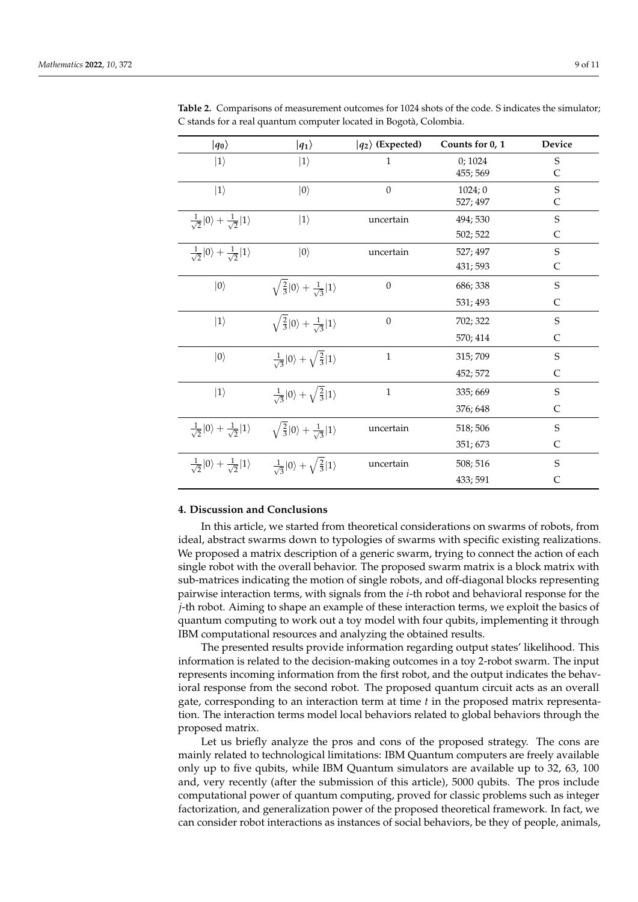**Table 2.** Comparisons of measurement outcomes for 1024 shots of the code. S indicates the simulator; C stands for a real quantum computer located in Bogotà, Colombia.

| $\|q_0\rangle$ | $\|q_1\rangle$ | $\|q_2\rangle$ (Expected) | Counts for 0, 1 | Device |
|---|---|---|---|---|
| $\|1\rangle$ | $\|1\rangle$ | 1 | 0; 1024 | S |
| | | | 455; 569 | C |
| $\|1\rangle$ | $\|0\rangle$ | 0 | 1024; 0 | S |
| | | | 527; 497 | C |
| $\frac{1}{\sqrt{2}}\|0\rangle + \frac{1}{\sqrt{2}}\|1\rangle$ | $\|1\rangle$ | uncertain | 494; 530 | S |
| | | | 502; 522 | C |
| $\frac{1}{\sqrt{2}}\|0\rangle + \frac{1}{\sqrt{2}}\|1\rangle$ | $\|0\rangle$ | uncertain | 527; 497 | S |
| | | | 431; 593 | C |
| $\|0\rangle$ | $\sqrt{\frac{2}{3}}\|0\rangle + \frac{1}{\sqrt{3}}\|1\rangle$ | 0 | 686; 338 | S |
| | | | 531; 493 | C |
| $\|1\rangle$ | $\sqrt{\frac{2}{3}}\|0\rangle + \frac{1}{\sqrt{3}}\|1\rangle$ | 0 | 702; 322 | S |
| | | | 570; 414 | C |
| $\|0\rangle$ | $\frac{1}{\sqrt{3}}\|0\rangle + \sqrt{\frac{2}{3}}\|1\rangle$ | 1 | 315; 709 | S |
| | | | 452; 572 | C |
| $\|1\rangle$ | $\frac{1}{\sqrt{3}}\|0\rangle + \sqrt{\frac{2}{3}}\|1\rangle$ | 1 | 335; 669 | S |
| | | | 376; 648 | C |
| $\frac{1}{\sqrt{2}}\|0\rangle + \frac{1}{\sqrt{2}}\|1\rangle$ | $\sqrt{\frac{2}{3}}\|0\rangle + \frac{1}{\sqrt{3}}\|1\rangle$ | uncertain | 518; 506 | S |
| | | | 351; 673 | C |
| $\frac{1}{\sqrt{2}}\|0\rangle + \frac{1}{\sqrt{2}}\|1\rangle$ | $\frac{1}{\sqrt{3}}\|0\rangle + \sqrt{\frac{2}{3}}\|1\rangle$ | uncertain | 508; 516 | S |
| | | | 433; 591 | C |

## 4. Discussion and Conclusions

In this article, we started from theoretical considerations on swarms of robots, from ideal, abstract swarms down to typologies of swarms with specific existing realizations. We proposed a matrix description of a generic swarm, trying to connect the action of each single robot with the overall behavior. The proposed swarm matrix is a block matrix with sub-matrices indicating the motion of single robots, and off-diagonal blocks representing pairwise interaction terms, with signals from the $i$-th robot and behavioral response for the $j$-th robot. Aiming to shape an example of these interaction terms, we exploit the basics of quantum computing to work out a toy model with four qubits, implementing it through IBM computational resources and analyzing the obtained results.

The presented results provide information regarding output states' likelihood. This information is related to the decision-making outcomes in a toy 2-robot swarm. The input represents incoming information from the first robot, and the output indicates the behavioral response from the second robot. The proposed quantum circuit acts as an overall gate, corresponding to an interaction term at time $t$ in the proposed matrix representation. The interaction terms model local behaviors related to global behaviors through the proposed matrix.

Let us briefly analyze the pros and cons of the proposed strategy. The cons are mainly related to technological limitations: IBM Quantum computers are freely available only up to five qubits, while IBM Quantum simulators are available up to 32, 63, 100 and, very recently (after the submission of this article), 5000 qubits. The pros include computational power of quantum computing, proved for classic problems such as integer factorization, and generalization power of the proposed theoretical framework. In fact, we can consider robot interactions as instances of social behaviors, be they of people, animals,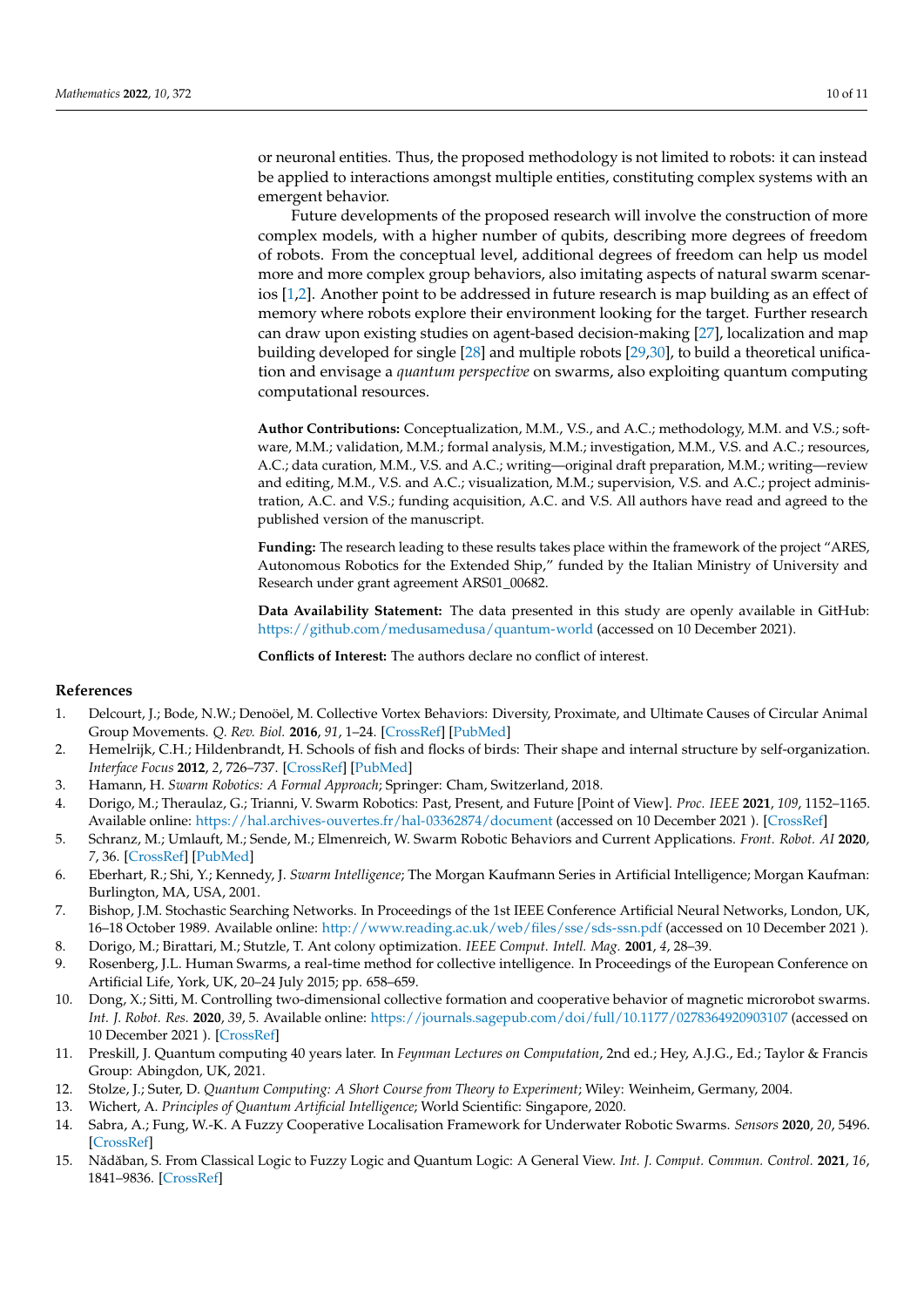or neuronal entities. Thus, the proposed methodology is not limited to robots: it can instead be applied to interactions amongst multiple entities, constituting complex systems with an emergent behavior.

Future developments of the proposed research will involve the construction of more complex models, with a higher number of qubits, describing more degrees of freedom of robots. From the conceptual level, additional degrees of freedom can help us model more and more complex group behaviors, also imitating aspects of natural swarm scenarios [1,2]. Another point to be addressed in future research is map building as an effect of memory where robots explore their environment looking for the target. Further research can draw upon existing studies on agent-based decision-making [27], localization and map building developed for single [28] and multiple robots [29,30], to build a theoretical unification and envisage a *quantum perspective* on swarms, also exploiting quantum computing computational resources.

**Author Contributions:** Conceptualization, M.M., V.S., and A.C.; methodology, M.M. and V.S.; software, M.M.; validation, M.M.; formal analysis, M.M.; investigation, M.M., V.S. and A.C.; resources, A.C.; data curation, M.M., V.S. and A.C.; writing—original draft preparation, M.M.; writing—review and editing, M.M., V.S. and A.C.; visualization, M.M.; supervision, V.S. and A.C.; project administration, A.C. and V.S.; funding acquisition, A.C. and V.S. All authors have read and agreed to the published version of the manuscript.

**Funding:** The research leading to these results takes place within the framework of the project "ARES, Autonomous Robotics for the Extended Ship," funded by the Italian Ministry of University and Research under grant agreement ARS01_00682.

**Data Availability Statement:** The data presented in this study are openly available in GitHub: https://github.com/medusamedusa/quantum-world (accessed on 10 December 2021).

**Conflicts of Interest:** The authors declare no conflict of interest.

## References

1. Delcourt, J.; Bode, N.W.; Denoöel, M. Collective Vortex Behaviors: Diversity, Proximate, and Ultimate Causes of Circular Animal Group Movements. *Q. Rev. Biol.* **2016**, *91*, 1–24. [CrossRef] [PubMed]
2. Hemelrijk, C.H.; Hildenbrandt, H. Schools of fish and flocks of birds: Their shape and internal structure by self-organization. *Interface Focus* **2012**, *2*, 726–737. [CrossRef] [PubMed]
3. Hamann, H. *Swarm Robotics: A Formal Approach*; Springer: Cham, Switzerland, 2018.
4. Dorigo, M.; Theraulaz, G.; Trianni, V. Swarm Robotics: Past, Present, and Future [Point of View]. *Proc. IEEE* **2021**, *109*, 1152–1165. Available online: https://hal.archives-ouvertes.fr/hal-03362874/document (accessed on 10 December 2021 ). [CrossRef]
5. Schranz, M.; Umlauft, M.; Sende, M.; Elmenreich, W. Swarm Robotic Behaviors and Current Applications. *Front. Robot. AI* **2020**, *7*, 36. [CrossRef] [PubMed]
6. Eberhart, R.; Shi, Y.; Kennedy, J. *Swarm Intelligence*; The Morgan Kaufmann Series in Artificial Intelligence; Morgan Kaufman: Burlington, MA, USA, 2001.
7. Bishop, J.M. Stochastic Searching Networks. In Proceedings of the 1st IEEE Conference Artificial Neural Networks, London, UK, 16–18 October 1989. Available online: http://www.reading.ac.uk/web/files/sse/sds-ssn.pdf (accessed on 10 December 2021 ).
8. Dorigo, M.; Birattari, M.; Stutzle, T. Ant colony optimization. *IEEE Comput. Intell. Mag.* **2001**, *4*, 28–39.
9. Rosenberg, J.L. Human Swarms, a real-time method for collective intelligence. In Proceedings of the European Conference on Artificial Life, York, UK, 20–24 July 2015; pp. 658–659.
10. Dong, X.; Sitti, M. Controlling two-dimensional collective formation and cooperative behavior of magnetic microrobot swarms. *Int. J. Robot. Res.* **2020**, *39*, 5. Available online: https://journals.sagepub.com/doi/full/10.1177/0278364920903107 (accessed on 10 December 2021 ). [CrossRef]
11. Preskill, J. Quantum computing 40 years later. In *Feynman Lectures on Computation*, 2nd ed.; Hey, A.J.G., Ed.; Taylor & Francis Group: Abingdon, UK, 2021.
12. Stolze, J.; Suter, D. *Quantum Computing: A Short Course from Theory to Experiment*; Wiley: Weinheim, Germany, 2004.
13. Wichert, A. *Principles of Quantum Artificial Intelligence*; World Scientific: Singapore, 2020.
14. Sabra, A.; Fung, W.-K. A Fuzzy Cooperative Localisation Framework for Underwater Robotic Swarms. *Sensors* **2020**, *20*, 5496. [CrossRef]
15. Nădăban, S. From Classical Logic to Fuzzy Logic and Quantum Logic: A General View. *Int. J. Comput. Commun. Control.* **2021**, *16*, 1841–9836. [CrossRef]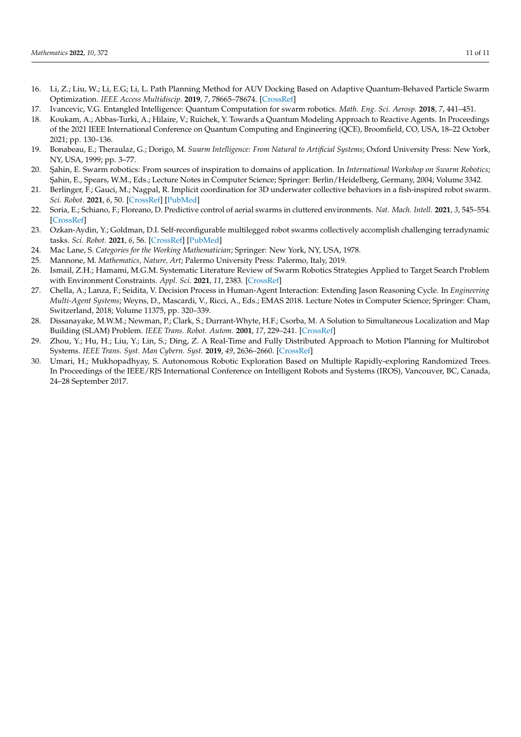16. Li, Z.; Liu, W.; Li, E.G; Li, L. Path Planning Method for AUV Docking Based on Adaptive Quantum-Behaved Particle Swarm Optimization. *IEEE Access Multidiscip.* **2019**, *7*, 78665–78674. [CrossRef]
17. Ivancevic, V.G. Entangled Intelligence: Quantum Computation for swarm robotics. *Math. Eng. Sci. Aerosp.* **2018**, *7*, 441–451.
18. Koukam, A.; Abbas-Turki, A.; Hilaire, V.; Ruichek, Y. Towards a Quantum Modeling Approach to Reactive Agents. In Proceedings of the 2021 IEEE International Conference on Quantum Computing and Engineering (QCE), Broomfield, CO, USA, 18–22 October 2021; pp. 130–136.
19. Bonabeau, E.; Theraulaz, G.; Dorigo, M. *Swarm Intelligence: From Natural to Artificial Systems*; Oxford University Press: New York, NY, USA, 1999; pp. 3–77.
20. Şahin, E. Swarm robotics: From sources of inspiration to domains of application. In *International Workshop on Swarm Robotics*; Şahin, E., Spears, W.M., Eds.; Lecture Notes in Computer Science; Springer: Berlin/Heidelberg, Germany, 2004; Volume 3342.
21. Berlinger, F.; Gauci, M.; Nagpal, R. Implicit coordination for 3D underwater collective behaviors in a fish-inspired robot swarm. *Sci. Robot.* **2021**, *6*, 50. [CrossRef] [PubMed]
22. Soria, E.; Schiano, F.; Floreano, D. Predictive control of aerial swarms in cluttered environments. *Nat. Mach. Intell.* **2021**, *3*, 545–554. [CrossRef]
23. Ozkan-Aydin, Y.; Goldman, D.I. Self-reconfigurable multilegged robot swarms collectively accomplish challenging terradynamic tasks. *Sci. Robot.* **2021**, *6*, 56. [CrossRef] [PubMed]
24. Mac Lane, S. *Categories for the Working Mathematician*; Springer: New York, NY, USA, 1978.
25. Mannone, M. *Mathematics, Nature, Art*; Palermo University Press: Palermo, Italy, 2019.
26. Ismail, Z.H.; Hamami, M.G.M. Systematic Literature Review of Swarm Robotics Strategies Applied to Target Search Problem with Environment Constraints. *Appl. Sci.* **2021**, *11*, 2383. [CrossRef]
27. Chella, A.; Lanza, F.; Seidita, V. Decision Process in Human-Agent Interaction: Extending Jason Reasoning Cycle. In *Engineering Multi-Agent Systems*; Weyns, D., Mascardi, V., Ricci, A., Eds.; EMAS 2018. Lecture Notes in Computer Science; Springer: Cham, Switzerland, 2018; Volume 11375, pp. 320–339.
28. Dissanayake, M.W.M.; Newman, P.; Clark, S.; Durrant-Whyte, H.F.; Csorba, M. A Solution to Simultaneous Localization and Map Building (SLAM) Problem. *IEEE Trans. Robot. Autom.* **2001**, *17*, 229–241. [CrossRef]
29. Zhou, Y.; Hu, H.; Liu, Y.; Lin, S.; Ding, Z. A Real-Time and Fully Distributed Approach to Motion Planning for Multirobot Systems. *IEEE Trans. Syst. Man Cybern. Syst.* **2019**, *49*, 2636–2660. [CrossRef]
30. Umari, H.; Mukhopadhyay, S. Autonomous Robotic Exploration Based on Multiple Rapidly-exploring Randomized Trees. In Proceedings of the IEEE/RJS International Conference on Intelligent Robots and Systems (IROS), Vancouver, BC, Canada, 24–28 September 2017.